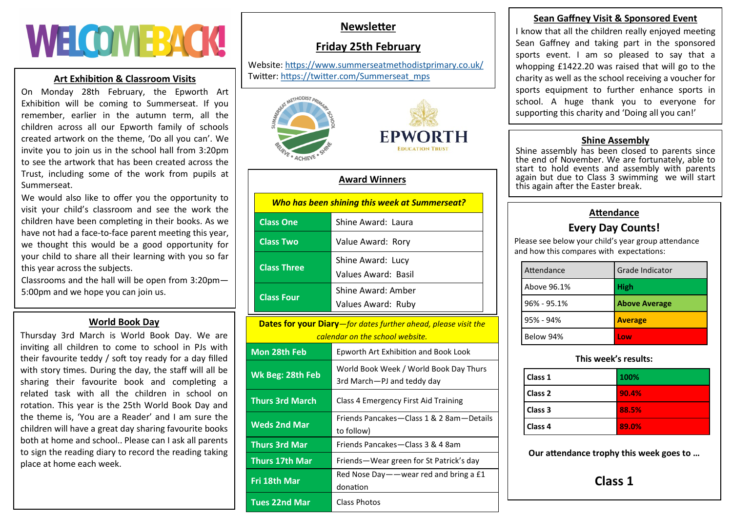# WELCOME BACK!

## Newsletter

## Friday 25th February

Website: https://www.summerseatmethodistprimary.co.uk/
Twitter: https://twitter.com/Summerseat_mps

## Art Exhibition & Classroom Visits

On Monday 28th February, the Epworth Art Exhibition will be coming to Summerseat. If you remember, earlier in the autumn term, all the children across all our Epworth family of schools created artwork on the theme, 'Do all you can'. We invite you to join us in the school hall from 3:20pm to see the artwork that has been created across the Trust, including some of the work from pupils at Summerseat.

We would also like to offer you the opportunity to visit your child's classroom and see the work the children have been completing in their books. As we have not had a face-to-face parent meeting this year, we thought this would be a good opportunity for your child to share all their learning with you so far this year across the subjects.

Classrooms and the hall will be open from 3:20pm—5:00pm and we hope you can join us.

## World Book Day

Thursday 3rd March is World Book Day. We are inviting all children to come to school in PJs with their favourite teddy / soft toy ready for a day filled with story times. During the day, the staff will all be sharing their favourite book and completing a related task with all the children in school on rotation. This year is the 25th World Book Day and the theme is, 'You are a Reader' and I am sure the children will have a great day sharing favourite books both at home and school.. Please can I ask all parents to sign the reading diary to record the reading taking place at home each week.

## Award Winners

| *Who has been shining this week at Summerseat?* | |
|---|---|
| Class One | Shine Award: Laura |
| Class Two | Value Award: Rory |
| Class Three | Shine Award: Lucy<br>Values Award: Basil |
| Class Four | Shine Award: Amber<br>Values Award: Ruby |

| **Dates for your Diary**—*for dates further ahead, please visit the calendar on the school website.* | |
|---|---|
| Mon 28th Feb | Epworth Art Exhibition and Book Look |
| Wk Beg: 28th Feb | World Book Week / World Book Day Thurs 3rd March—PJ and teddy day |
| Thurs 3rd March | Class 4 Emergency First Aid Training |
| Weds 2nd Mar | Friends Pancakes—Class 1 & 2 8am—Details to follow) |
| Thurs 3rd Mar | Friends Pancakes—Class 3 & 4 8am |
| Thurs 17th Mar | Friends—Wear green for St Patrick's day |
| Fri 18th Mar | Red Nose Day——wear red and bring a £1 donation |
| Tues 22nd Mar | Class Photos |

## Sean Gaffney Visit & Sponsored Event

I know that all the children really enjoyed meeting Sean Gaffney and taking part in the sponsored sports event. I am so pleased to say that a whopping £1422.20 was raised that will go to the charity as well as the school receiving a voucher for sports equipment to further enhance sports in school. A huge thank you to everyone for supporting this charity and 'Doing all you can!'

## Shine Assembly

Shine assembly has been closed to parents since the end of November. We are fortunately, able to start to hold events and assembly with parents again but due to Class 3 swimming we will start this again after the Easter break.

## Attendance

### Every Day Counts!

Please see below your child's year group attendance and how this compares with expectations:

| Attendance | Grade Indicator |
|---|---|
| Above 96.1% | High |
| 96% - 95.1% | Above Average |
| 95% - 94% | Average |
| Below 94% | Low |

**This week's results:**

| Class | Attendance |
|---|---|
| Class 1 | 100% |
| Class 2 | 90.4% |
| Class 3 | 88.5% |
| Class 4 | 89.0% |

**Our attendance trophy this week goes to …**

**Class 1**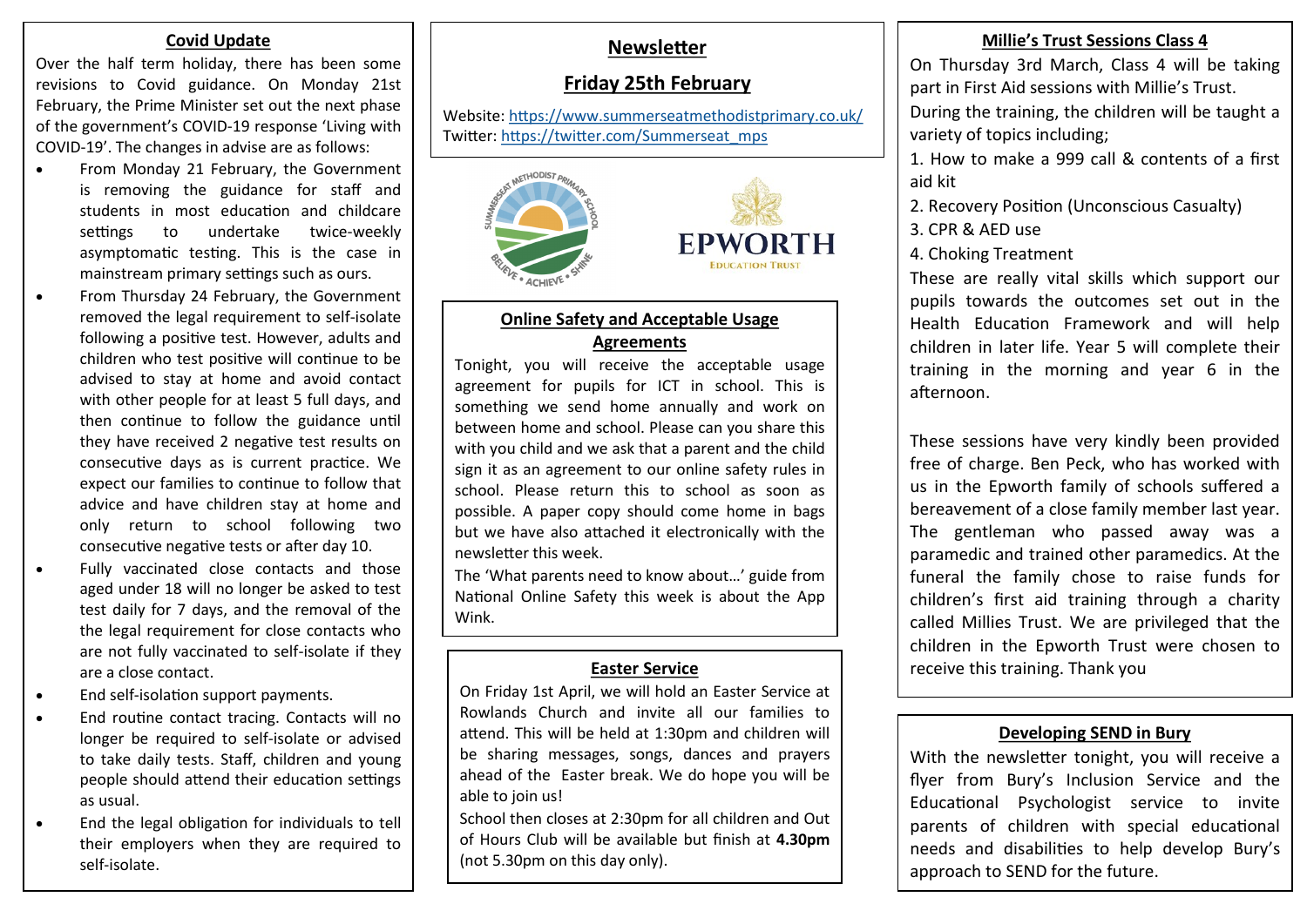## Newsletter

## Friday 25th February

Website: https://www.summerseatmethodistprimary.co.uk/
Twitter: https://twitter.com/Summerseat_mps

### Covid Update

Over the half term holiday, there has been some revisions to Covid guidance. On Monday 21st February, the Prime Minister set out the next phase of the government's COVID-19 response 'Living with COVID-19'. The changes in advise are as follows:

- From Monday 21 February, the Government is removing the guidance for staff and students in most education and childcare settings to undertake twice-weekly asymptomatic testing. This is the case in mainstream primary settings such as ours.
- From Thursday 24 February, the Government removed the legal requirement to self-isolate following a positive test. However, adults and children who test positive will continue to be advised to stay at home and avoid contact with other people for at least 5 full days, and then continue to follow the guidance until they have received 2 negative test results on consecutive days as is current practice. We expect our families to continue to follow that advice and have children stay at home and only return to school following two consecutive negative tests or after day 10.
- Fully vaccinated close contacts and those aged under 18 will no longer be asked to test test daily for 7 days, and the removal of the the legal requirement for close contacts who are not fully vaccinated to self-isolate if they are a close contact.
- End self-isolation support payments.
- End routine contact tracing. Contacts will no longer be required to self-isolate or advised to take daily tests. Staff, children and young people should attend their education settings as usual.
- End the legal obligation for individuals to tell their employers when they are required to self-isolate.

### Online Safety and Acceptable Usage Agreements

Tonight, you will receive the acceptable usage agreement for pupils for ICT in school. This is something we send home annually and work on between home and school. Please can you share this with you child and we ask that a parent and the child sign it as an agreement to our online safety rules in school. Please return this to school as soon as possible. A paper copy should come home in bags but we have also attached it electronically with the newsletter this week.

The 'What parents need to know about…' guide from National Online Safety this week is about the App Wink.

### Easter Service

On Friday 1st April, we will hold an Easter Service at Rowlands Church and invite all our families to attend. This will be held at 1:30pm and children will be sharing messages, songs, dances and prayers ahead of the Easter break. We do hope you will be able to join us!

School then closes at 2:30pm for all children and Out of Hours Club will be available but finish at **4.30pm** (not 5.30pm on this day only).

### Millie's Trust Sessions Class 4

On Thursday 3rd March, Class 4 will be taking part in First Aid sessions with Millie's Trust.

During the training, the children will be taught a variety of topics including;

1. How to make a 999 call & contents of a first aid kit
2. Recovery Position (Unconscious Casualty)
3. CPR & AED use
4. Choking Treatment

These are really vital skills which support our pupils towards the outcomes set out in the Health Education Framework and will help children in later life. Year 5 will complete their training in the morning and year 6 in the afternoon.

These sessions have very kindly been provided free of charge. Ben Peck, who has worked with us in the Epworth family of schools suffered a bereavement of a close family member last year. The gentleman who passed away was a paramedic and trained other paramedics. At the funeral the family chose to raise funds for children's first aid training through a charity called Millies Trust. We are privileged that the children in the Epworth Trust were chosen to receive this training. Thank you

### Developing SEND in Bury

With the newsletter tonight, you will receive a flyer from Bury's Inclusion Service and the Educational Psychologist service to invite parents of children with special educational needs and disabilities to help develop Bury's approach to SEND for the future.